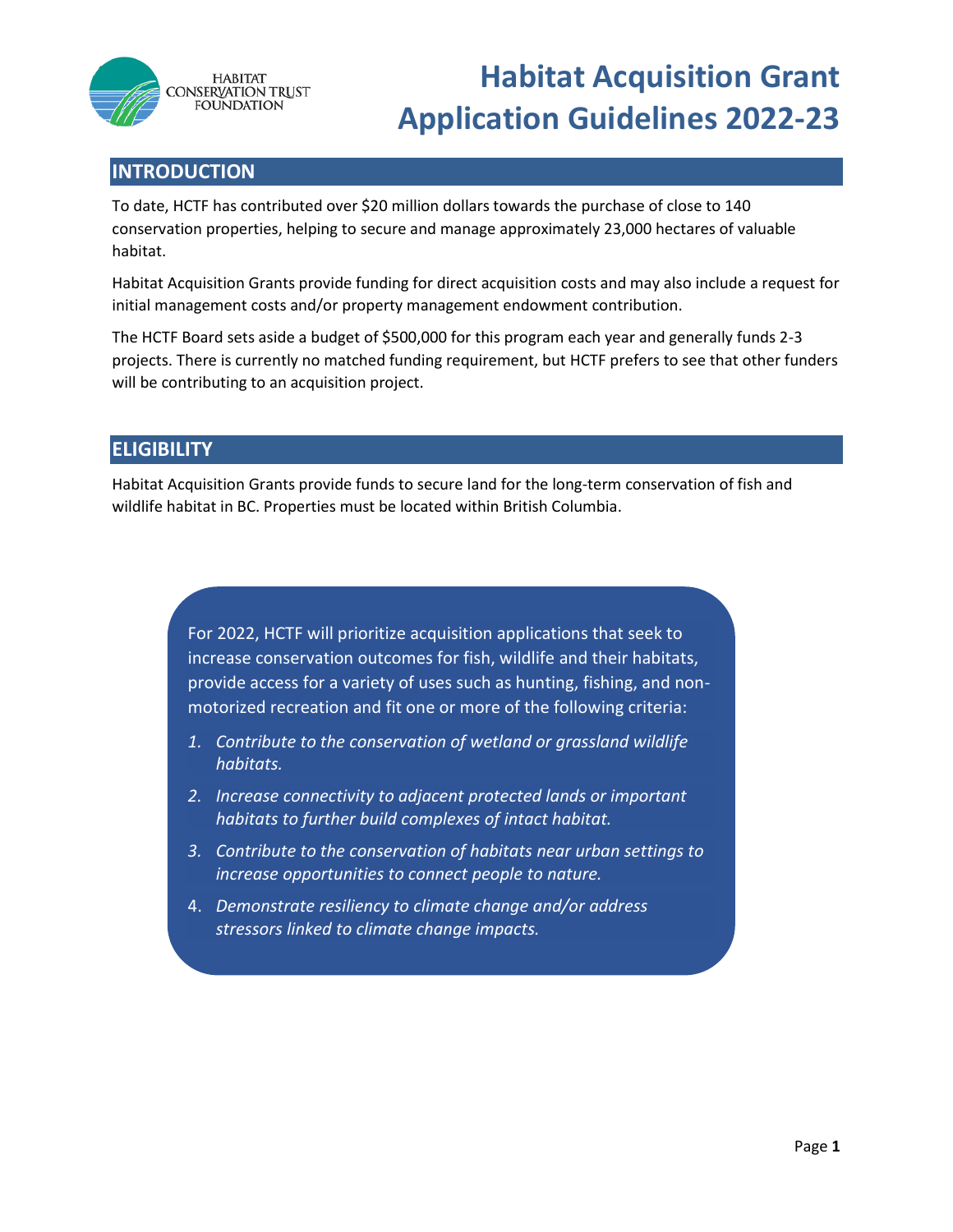# Habitat Acquisition Grant Application Guidelines 2022-23

## INTRODUCTION

To date, HCTF has contributed over $20 million dollars towards the purchase of close to 140 conservation properties, helping to secure and manage approximately 23,000 hectares of valuable habitat.

Habitat Acquisition Grants provide funding for direct acquisition costs and may also include a request for initial management costs and/or property management endowment contribution.

The HCTF Board sets aside a budget of $500,000 for this program each year and generally funds 2-3 projects. There is currently no matched funding requirement, but HCTF prefers to see that other funders will be contributing to an acquisition project.

## ELIGIBILITY

Habitat Acquisition Grants provide funds to secure land for the long-term conservation of fish and wildlife habitat in BC. Properties must be located within British Columbia.

For 2022, HCTF will prioritize acquisition applications that seek to increase conservation outcomes for fish, wildlife and their habitats, provide access for a variety of uses such as hunting, fishing, and non-motorized recreation and fit one or more of the following criteria:

1. *Contribute to the conservation of wetland or grassland wildlife habitats.*
2. *Increase connectivity to adjacent protected lands or important habitats to further build complexes of intact habitat.*
3. *Contribute to the conservation of habitats near urban settings to increase opportunities to connect people to nature.*
4. *Demonstrate resiliency to climate change and/or address stressors linked to climate change impacts.*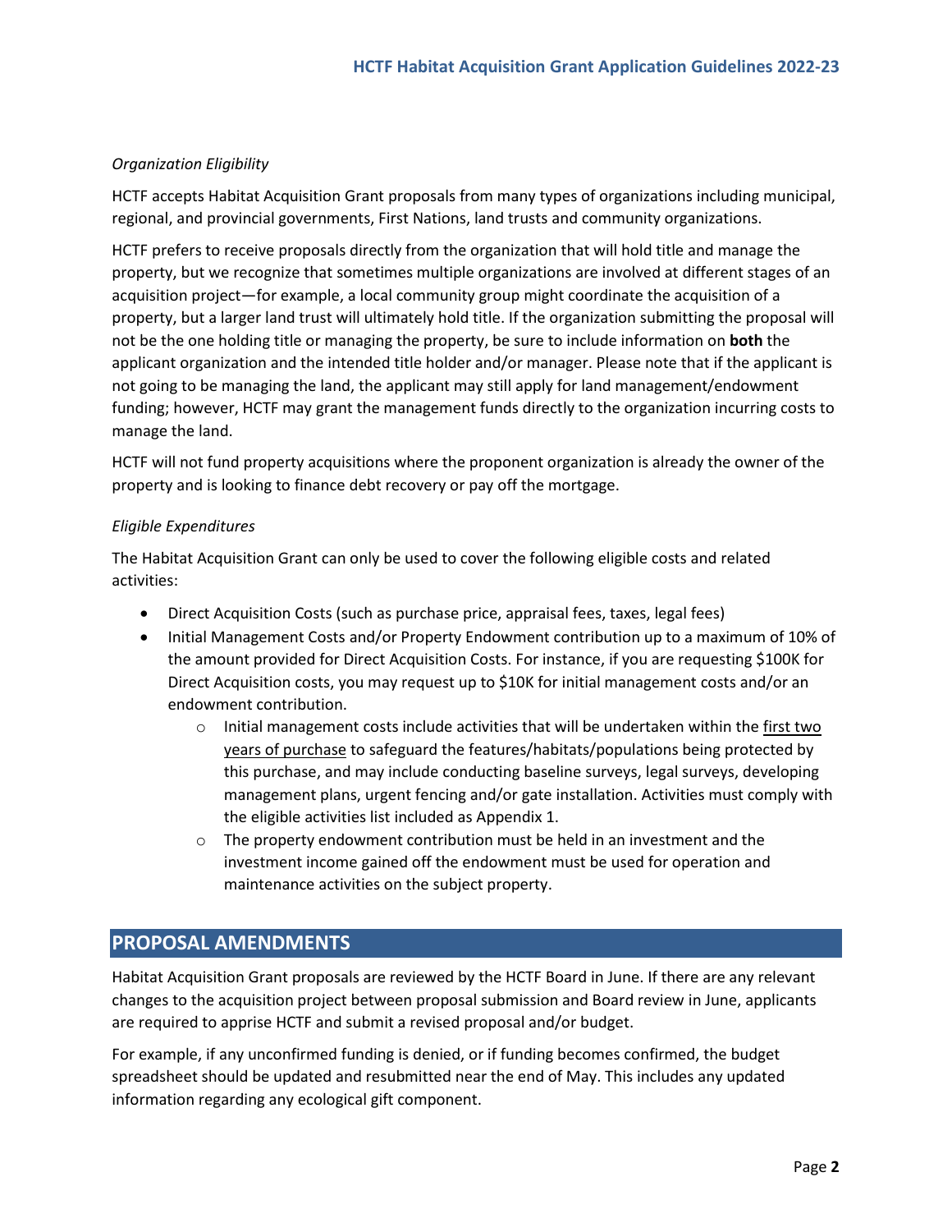*Organization Eligibility*

HCTF accepts Habitat Acquisition Grant proposals from many types of organizations including municipal, regional, and provincial governments, First Nations, land trusts and community organizations.

HCTF prefers to receive proposals directly from the organization that will hold title and manage the property, but we recognize that sometimes multiple organizations are involved at different stages of an acquisition project—for example, a local community group might coordinate the acquisition of a property, but a larger land trust will ultimately hold title. If the organization submitting the proposal will not be the one holding title or managing the property, be sure to include information on **both** the applicant organization and the intended title holder and/or manager. Please note that if the applicant is not going to be managing the land, the applicant may still apply for land management/endowment funding; however, HCTF may grant the management funds directly to the organization incurring costs to manage the land.

HCTF will not fund property acquisitions where the proponent organization is already the owner of the property and is looking to finance debt recovery or pay off the mortgage.

*Eligible Expenditures*

The Habitat Acquisition Grant can only be used to cover the following eligible costs and related activities:

- Direct Acquisition Costs (such as purchase price, appraisal fees, taxes, legal fees)
- Initial Management Costs and/or Property Endowment contribution up to a maximum of 10% of the amount provided for Direct Acquisition Costs. For instance, if you are requesting $100K for Direct Acquisition costs, you may request up to $10K for initial management costs and/or an endowment contribution.
  - Initial management costs include activities that will be undertaken within the first two years of purchase to safeguard the features/habitats/populations being protected by this purchase, and may include conducting baseline surveys, legal surveys, developing management plans, urgent fencing and/or gate installation. Activities must comply with the eligible activities list included as Appendix 1.
  - The property endowment contribution must be held in an investment and the investment income gained off the endowment must be used for operation and maintenance activities on the subject property.

## PROPOSAL AMENDMENTS

Habitat Acquisition Grant proposals are reviewed by the HCTF Board in June. If there are any relevant changes to the acquisition project between proposal submission and Board review in June, applicants are required to apprise HCTF and submit a revised proposal and/or budget.

For example, if any unconfirmed funding is denied, or if funding becomes confirmed, the budget spreadsheet should be updated and resubmitted near the end of May. This includes any updated information regarding any ecological gift component.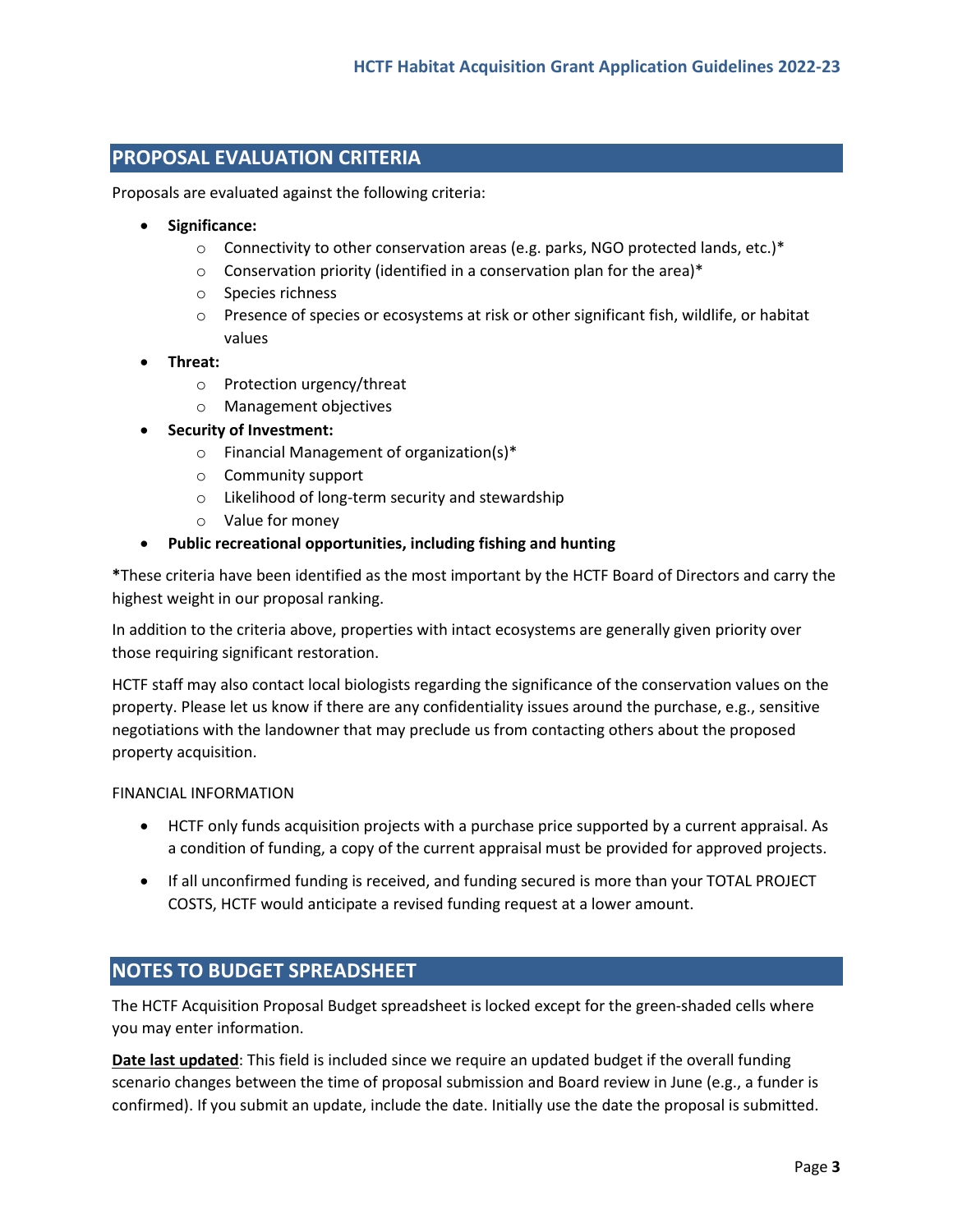## PROPOSAL EVALUATION CRITERIA

Proposals are evaluated against the following criteria:

- **Significance:**
  - Connectivity to other conservation areas (e.g. parks, NGO protected lands, etc.)*
  - Conservation priority (identified in a conservation plan for the area)*
  - Species richness
  - Presence of species or ecosystems at risk or other significant fish, wildlife, or habitat values
- **Threat:**
  - Protection urgency/threat
  - Management objectives
- **Security of Investment:**
  - Financial Management of organization(s)*
  - Community support
  - Likelihood of long-term security and stewardship
  - Value for money
- **Public recreational opportunities, including fishing and hunting**

**\***These criteria have been identified as the most important by the HCTF Board of Directors and carry the highest weight in our proposal ranking.

In addition to the criteria above, properties with intact ecosystems are generally given priority over those requiring significant restoration.

HCTF staff may also contact local biologists regarding the significance of the conservation values on the property. Please let us know if there are any confidentiality issues around the purchase, e.g., sensitive negotiations with the landowner that may preclude us from contacting others about the proposed property acquisition.

FINANCIAL INFORMATION

- HCTF only funds acquisition projects with a purchase price supported by a current appraisal. As a condition of funding, a copy of the current appraisal must be provided for approved projects.
- If all unconfirmed funding is received, and funding secured is more than your TOTAL PROJECT COSTS, HCTF would anticipate a revised funding request at a lower amount.

## NOTES TO BUDGET SPREADSHEET

The HCTF Acquisition Proposal Budget spreadsheet is locked except for the green-shaded cells where you may enter information.

**Date last updated**: This field is included since we require an updated budget if the overall funding scenario changes between the time of proposal submission and Board review in June (e.g., a funder is confirmed). If you submit an update, include the date. Initially use the date the proposal is submitted.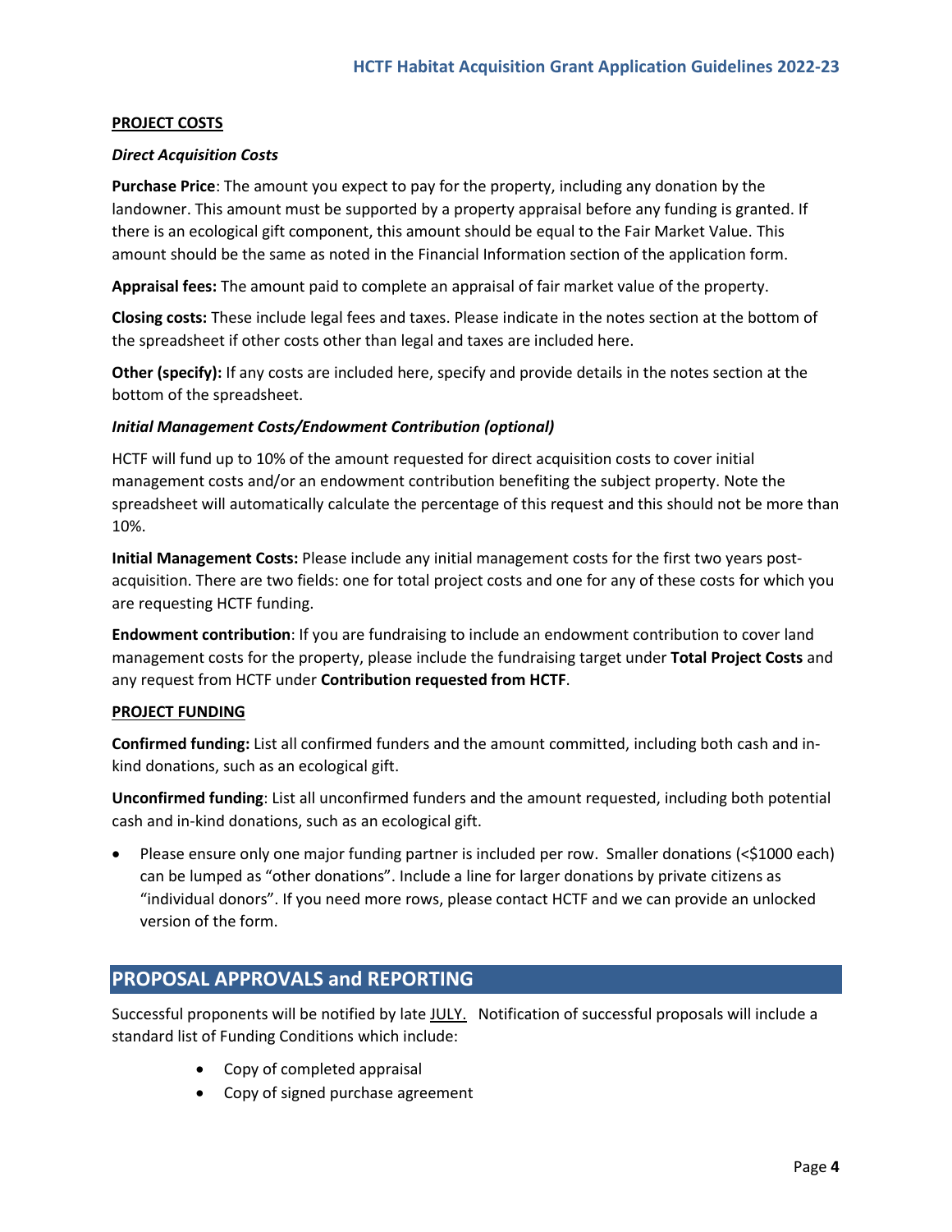**PROJECT COSTS**

***Direct Acquisition Costs***

**Purchase Price**: The amount you expect to pay for the property, including any donation by the landowner. This amount must be supported by a property appraisal before any funding is granted. If there is an ecological gift component, this amount should be equal to the Fair Market Value. This amount should be the same as noted in the Financial Information section of the application form.

**Appraisal fees:** The amount paid to complete an appraisal of fair market value of the property.

**Closing costs:** These include legal fees and taxes. Please indicate in the notes section at the bottom of the spreadsheet if other costs other than legal and taxes are included here.

**Other (specify):** If any costs are included here, specify and provide details in the notes section at the bottom of the spreadsheet.

***Initial Management Costs/Endowment Contribution (optional)***

HCTF will fund up to 10% of the amount requested for direct acquisition costs to cover initial management costs and/or an endowment contribution benefiting the subject property. Note the spreadsheet will automatically calculate the percentage of this request and this should not be more than 10%.

**Initial Management Costs:** Please include any initial management costs for the first two years post-acquisition. There are two fields: one for total project costs and one for any of these costs for which you are requesting HCTF funding.

**Endowment contribution**: If you are fundraising to include an endowment contribution to cover land management costs for the property, please include the fundraising target under **Total Project Costs** and any request from HCTF under **Contribution requested from HCTF**.

**PROJECT FUNDING**

**Confirmed funding:** List all confirmed funders and the amount committed, including both cash and in-kind donations, such as an ecological gift.

**Unconfirmed funding**: List all unconfirmed funders and the amount requested, including both potential cash and in-kind donations, such as an ecological gift.

- Please ensure only one major funding partner is included per row. Smaller donations (<$1000 each) can be lumped as "other donations". Include a line for larger donations by private citizens as "individual donors". If you need more rows, please contact HCTF and we can provide an unlocked version of the form.

## PROPOSAL APPROVALS and REPORTING

Successful proponents will be notified by late JULY. Notification of successful proposals will include a standard list of Funding Conditions which include:

- Copy of completed appraisal
- Copy of signed purchase agreement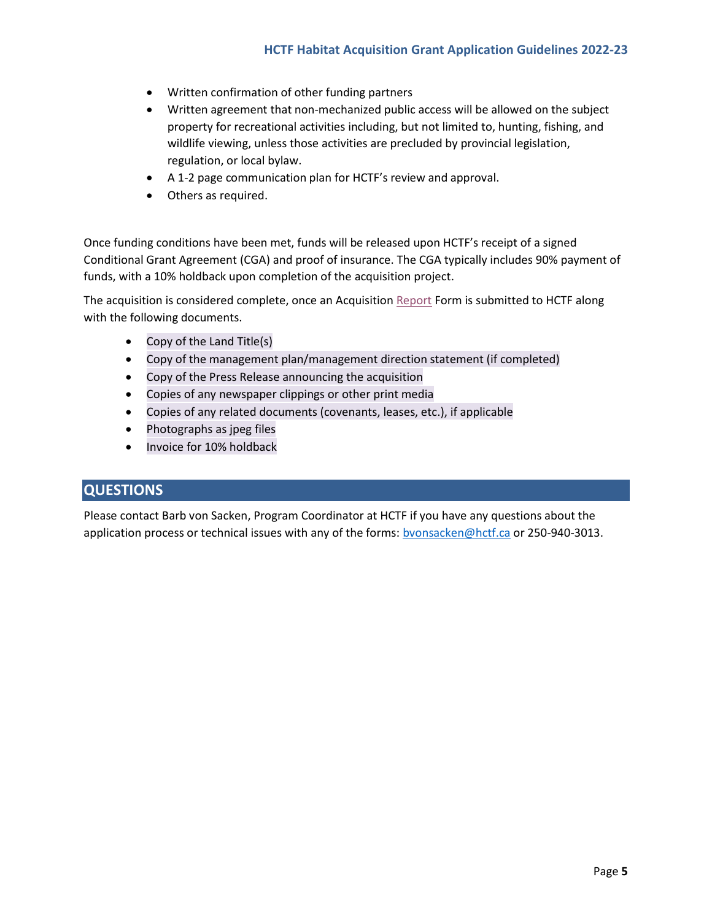- Written confirmation of other funding partners
- Written agreement that non-mechanized public access will be allowed on the subject property for recreational activities including, but not limited to, hunting, fishing, and wildlife viewing, unless those activities are precluded by provincial legislation, regulation, or local bylaw.
- A 1-2 page communication plan for HCTF's review and approval.
- Others as required.

Once funding conditions have been met, funds will be released upon HCTF's receipt of a signed Conditional Grant Agreement (CGA) and proof of insurance. The CGA typically includes 90% payment of funds, with a 10% holdback upon completion of the acquisition project.

The acquisition is considered complete, once an Acquisition Report Form is submitted to HCTF along with the following documents.

- Copy of the Land Title(s)
- Copy of the management plan/management direction statement (if completed)
- Copy of the Press Release announcing the acquisition
- Copies of any newspaper clippings or other print media
- Copies of any related documents (covenants, leases, etc.), if applicable
- Photographs as jpeg files
- Invoice for 10% holdback

## QUESTIONS

Please contact Barb von Sacken, Program Coordinator at HCTF if you have any questions about the application process or technical issues with any of the forms: bvonsacken@hctf.ca or 250-940-3013.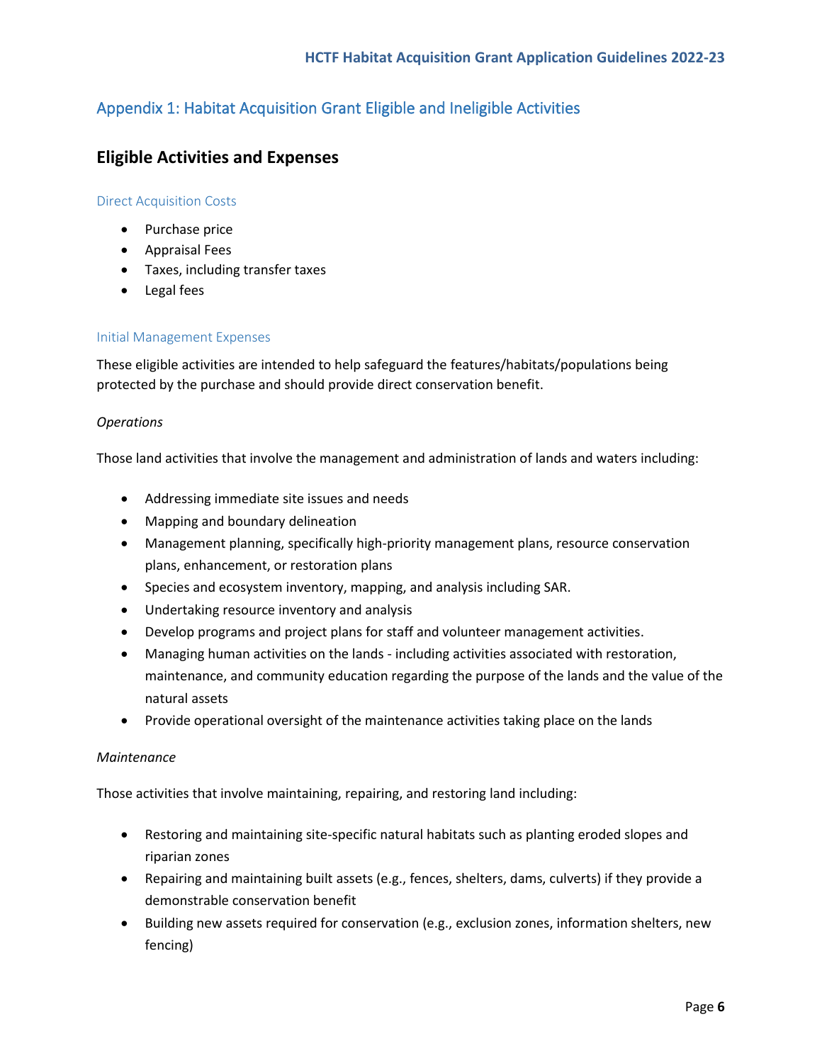## Appendix 1: Habitat Acquisition Grant Eligible and Ineligible Activities

### Eligible Activities and Expenses

#### Direct Acquisition Costs

- Purchase price
- Appraisal Fees
- Taxes, including transfer taxes
- Legal fees

#### Initial Management Expenses

These eligible activities are intended to help safeguard the features/habitats/populations being protected by the purchase and should provide direct conservation benefit.

*Operations*

Those land activities that involve the management and administration of lands and waters including:

- Addressing immediate site issues and needs
- Mapping and boundary delineation
- Management planning, specifically high-priority management plans, resource conservation plans, enhancement, or restoration plans
- Species and ecosystem inventory, mapping, and analysis including SAR.
- Undertaking resource inventory and analysis
- Develop programs and project plans for staff and volunteer management activities.
- Managing human activities on the lands - including activities associated with restoration, maintenance, and community education regarding the purpose of the lands and the value of the natural assets
- Provide operational oversight of the maintenance activities taking place on the lands

*Maintenance*

Those activities that involve maintaining, repairing, and restoring land including:

- Restoring and maintaining site-specific natural habitats such as planting eroded slopes and riparian zones
- Repairing and maintaining built assets (e.g., fences, shelters, dams, culverts) if they provide a demonstrable conservation benefit
- Building new assets required for conservation (e.g., exclusion zones, information shelters, new fencing)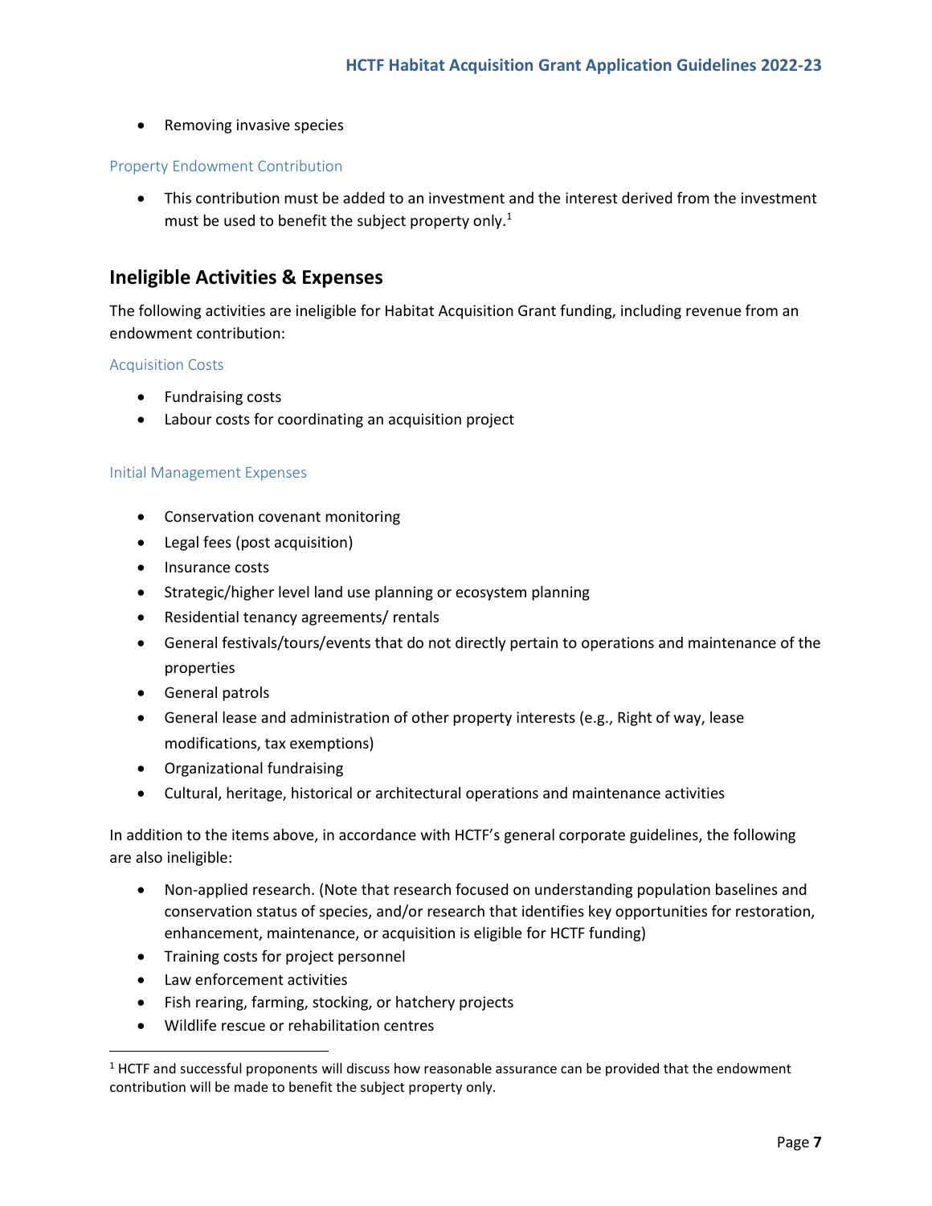- Removing invasive species

### Property Endowment Contribution

- This contribution must be added to an investment and the interest derived from the investment must be used to benefit the subject property only.[1]

## Ineligible Activities & Expenses

The following activities are ineligible for Habitat Acquisition Grant funding, including revenue from an endowment contribution:

### Acquisition Costs

- Fundraising costs
- Labour costs for coordinating an acquisition project

### Initial Management Expenses

- Conservation covenant monitoring
- Legal fees (post acquisition)
- Insurance costs
- Strategic/higher level land use planning or ecosystem planning
- Residential tenancy agreements/ rentals
- General festivals/tours/events that do not directly pertain to operations and maintenance of the properties
- General patrols
- General lease and administration of other property interests (e.g., Right of way, lease modifications, tax exemptions)
- Organizational fundraising
- Cultural, heritage, historical or architectural operations and maintenance activities

In addition to the items above, in accordance with HCTF's general corporate guidelines, the following are also ineligible:

- Non-applied research. (Note that research focused on understanding population baselines and conservation status of species, and/or research that identifies key opportunities for restoration, enhancement, maintenance, or acquisition is eligible for HCTF funding)
- Training costs for project personnel
- Law enforcement activities
- Fish rearing, farming, stocking, or hatchery projects
- Wildlife rescue or rehabilitation centres

[1] HCTF and successful proponents will discuss how reasonable assurance can be provided that the endowment contribution will be made to benefit the subject property only.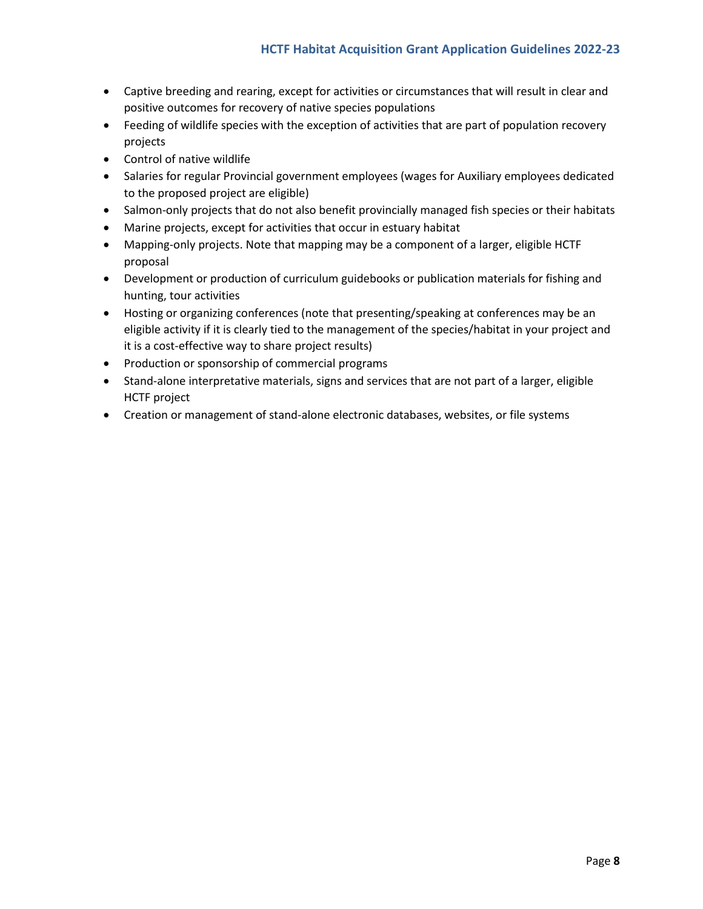- Captive breeding and rearing, except for activities or circumstances that will result in clear and positive outcomes for recovery of native species populations
- Feeding of wildlife species with the exception of activities that are part of population recovery projects
- Control of native wildlife
- Salaries for regular Provincial government employees (wages for Auxiliary employees dedicated to the proposed project are eligible)
- Salmon-only projects that do not also benefit provincially managed fish species or their habitats
- Marine projects, except for activities that occur in estuary habitat
- Mapping-only projects. Note that mapping may be a component of a larger, eligible HCTF proposal
- Development or production of curriculum guidebooks or publication materials for fishing and hunting, tour activities
- Hosting or organizing conferences (note that presenting/speaking at conferences may be an eligible activity if it is clearly tied to the management of the species/habitat in your project and it is a cost-effective way to share project results)
- Production or sponsorship of commercial programs
- Stand-alone interpretative materials, signs and services that are not part of a larger, eligible HCTF project
- Creation or management of stand-alone electronic databases, websites, or file systems